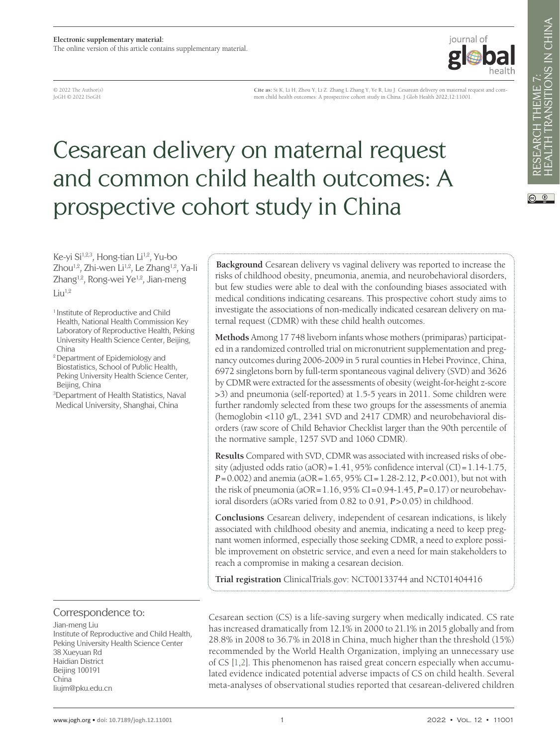**Electronic supplementary material:**
The online version of this article contains supplementary material.

© 2022 The Author(s)
JoGH © 2022 ISoGH

**Cite as:** Si K, Li H, Zhou Y, Li Z, Zhang L, Zhang Y, Ye R, Liu J. Cesarean delivery on maternal request and common child health outcomes: A prospective cohort study in China. J Glob Health 2022;12:11001.

# Cesarean delivery on maternal request and common child health outcomes: A prospective cohort study in China

Ke-yi Si[1,2,3], Hong-tian Li[1,2], Yu-bo Zhou[1,2], Zhi-wen Li[1,2], Le Zhang[1,2], Ya-li Zhang[1,2], Rong-wei Ye[1,2], Jian-meng Liu[1,2]

[1] Institute of Reproductive and Child Health, National Health Commission Key Laboratory of Reproductive Health, Peking University Health Science Center, Beijing, China

[2] Department of Epidemiology and Biostatistics, School of Public Health, Peking University Health Science Center, Beijing, China

[3] Department of Health Statistics, Naval Medical University, Shanghai, China

**Background** Cesarean delivery vs vaginal delivery was reported to increase the risks of childhood obesity, pneumonia, anemia, and neurobehavioral disorders, but few studies were able to deal with the confounding biases associated with medical conditions indicating cesareans. This prospective cohort study aims to investigate the associations of non-medically indicated cesarean delivery on maternal request (CDMR) with these child health outcomes.

**Methods** Among 17 748 liveborn infants whose mothers (primiparas) participated in a randomized controlled trial on micronutrient supplementation and pregnancy outcomes during 2006-2009 in 5 rural counties in Hebei Province, China, 6972 singletons born by full-term spontaneous vaginal delivery (SVD) and 3626 by CDMR were extracted for the assessments of obesity (weight-for-height *z*-score >3) and pneumonia (self-reported) at 1.5-5 years in 2011. Some children were further randomly selected from these two groups for the assessments of anemia (hemoglobin <110 g/L, 2341 SVD and 2417 CDMR) and neurobehavioral disorders (raw score of Child Behavior Checklist larger than the 90th percentile of the normative sample, 1257 SVD and 1060 CDMR).

**Results** Compared with SVD, CDMR was associated with increased risks of obesity (adjusted odds ratio (aOR) = 1.41, 95% confidence interval (CI) = 1.14-1.75, $P = 0.002$) and anemia (aOR = 1.65, 95% CI = 1.28-2.12, $P < 0.001$), but not with the risk of pneumonia (aOR = 1.16, 95% CI = 0.94-1.45, $P = 0.17$) or neurobehavioral disorders (aORs varied from 0.82 to 0.91, $P > 0.05$) in childhood.

**Conclusions** Cesarean delivery, independent of cesarean indications, is likely associated with childhood obesity and anemia, indicating a need to keep pregnant women informed, especially those seeking CDMR, a need to explore possible improvement on obstetric service, and even a need for main stakeholders to reach a compromise in making a cesarean decision.

**Trial registration** ClinicalTrials.gov: NCT00133744 and NCT01404416

Correspondence to:
Jian-meng Liu
Institute of Reproductive and Child Health, Peking University Health Science Center
38 Xueyuan Rd
Haidian District
Beijing 100191
China
liujm@pku.edu.cn

Cesarean section (CS) is a life-saving surgery when medically indicated. CS rate has increased dramatically from 12.1% in 2000 to 21.1% in 2015 globally and from 28.8% in 2008 to 36.7% in 2018 in China, much higher than the threshold (15%) recommended by the World Health Organization, implying an unnecessary use of CS [1,2]. This phenomenon has raised great concern especially when accumulated evidence indicated potential adverse impacts of CS on child health. Several meta-analyses of observational studies reported that cesarean-delivered children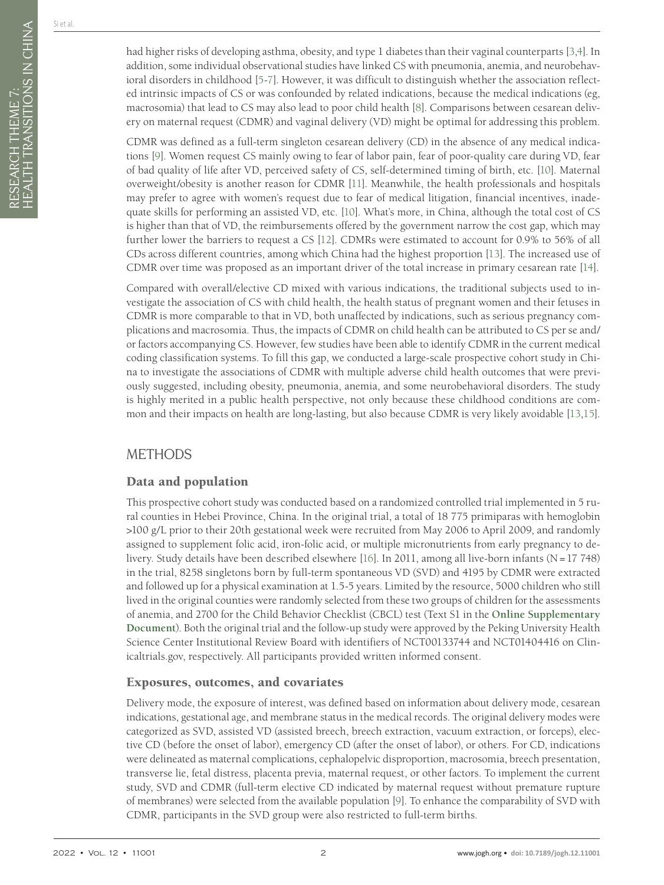had higher risks of developing asthma, obesity, and type 1 diabetes than their vaginal counterparts [3,4]. In addition, some individual observational studies have linked CS with pneumonia, anemia, and neurobehavioral disorders in childhood [5-7]. However, it was difficult to distinguish whether the association reflected intrinsic impacts of CS or was confounded by related indications, because the medical indications (eg, macrosomia) that lead to CS may also lead to poor child health [8]. Comparisons between cesarean delivery on maternal request (CDMR) and vaginal delivery (VD) might be optimal for addressing this problem.

CDMR was defined as a full-term singleton cesarean delivery (CD) in the absence of any medical indications [9]. Women request CS mainly owing to fear of labor pain, fear of poor-quality care during VD, fear of bad quality of life after VD, perceived safety of CS, self-determined timing of birth, etc. [10]. Maternal overweight/obesity is another reason for CDMR [11]. Meanwhile, the health professionals and hospitals may prefer to agree with women's request due to fear of medical litigation, financial incentives, inadequate skills for performing an assisted VD, etc. [10]. What's more, in China, although the total cost of CS is higher than that of VD, the reimbursements offered by the government narrow the cost gap, which may further lower the barriers to request a CS [12]. CDMRs were estimated to account for 0.9% to 56% of all CDs across different countries, among which China had the highest proportion [13]. The increased use of CDMR over time was proposed as an important driver of the total increase in primary cesarean rate [14].

Compared with overall/elective CD mixed with various indications, the traditional subjects used to investigate the association of CS with child health, the health status of pregnant women and their fetuses in CDMR is more comparable to that in VD, both unaffected by indications, such as serious pregnancy complications and macrosomia. Thus, the impacts of CDMR on child health can be attributed to CS per se and/or factors accompanying CS. However, few studies have been able to identify CDMR in the current medical coding classification systems. To fill this gap, we conducted a large-scale prospective cohort study in China to investigate the associations of CDMR with multiple adverse child health outcomes that were previously suggested, including obesity, pneumonia, anemia, and some neurobehavioral disorders. The study is highly merited in a public health perspective, not only because these childhood conditions are common and their impacts on health are long-lasting, but also because CDMR is very likely avoidable [13,15].

# METHODS

## Data and population

This prospective cohort study was conducted based on a randomized controlled trial implemented in 5 rural counties in Hebei Province, China. In the original trial, a total of 18 775 primiparas with hemoglobin >100 g/L prior to their 20th gestational week were recruited from May 2006 to April 2009, and randomly assigned to supplement folic acid, iron-folic acid, or multiple micronutrients from early pregnancy to delivery. Study details have been described elsewhere [16]. In 2011, among all live-born infants (N = 17 748) in the trial, 8258 singletons born by full-term spontaneous VD (SVD) and 4195 by CDMR were extracted and followed up for a physical examination at 1.5-5 years. Limited by the resource, 5000 children who still lived in the original counties were randomly selected from these two groups of children for the assessments of anemia, and 2700 for the Child Behavior Checklist (CBCL) test (Text S1 in the **Online Supplementary Document**). Both the original trial and the follow-up study were approved by the Peking University Health Science Center Institutional Review Board with identifiers of NCT00133744 and NCT01404416 on Clinicaltrials.gov, respectively. All participants provided written informed consent.

## Exposures, outcomes, and covariates

Delivery mode, the exposure of interest, was defined based on information about delivery mode, cesarean indications, gestational age, and membrane status in the medical records. The original delivery modes were categorized as SVD, assisted VD (assisted breech, breech extraction, vacuum extraction, or forceps), elective CD (before the onset of labor), emergency CD (after the onset of labor), or others. For CD, indications were delineated as maternal complications, cephalopelvic disproportion, macrosomia, breech presentation, transverse lie, fetal distress, placenta previa, maternal request, or other factors. To implement the current study, SVD and CDMR (full-term elective CD indicated by maternal request without premature rupture of membranes) were selected from the available population [9]. To enhance the comparability of SVD with CDMR, participants in the SVD group were also restricted to full-term births.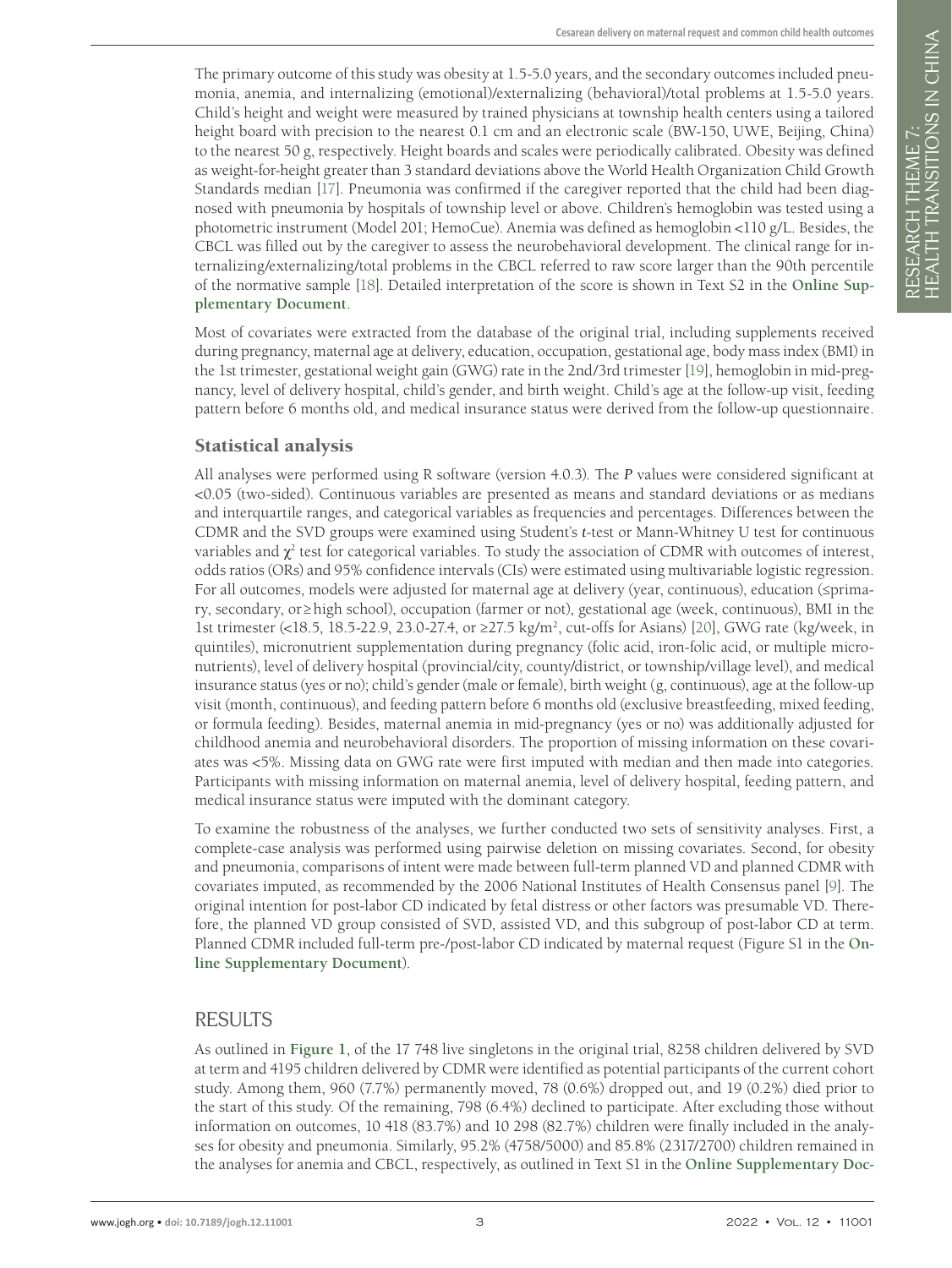The primary outcome of this study was obesity at 1.5-5.0 years, and the secondary outcomes included pneumonia, anemia, and internalizing (emotional)/externalizing (behavioral)/total problems at 1.5-5.0 years. Child's height and weight were measured by trained physicians at township health centers using a tailored height board with precision to the nearest 0.1 cm and an electronic scale (BW-150, UWE, Beijing, China) to the nearest 50 g, respectively. Height boards and scales were periodically calibrated. Obesity was defined as weight-for-height greater than 3 standard deviations above the World Health Organization Child Growth Standards median [17]. Pneumonia was confirmed if the caregiver reported that the child had been diagnosed with pneumonia by hospitals of township level or above. Children's hemoglobin was tested using a photometric instrument (Model 201; HemoCue). Anemia was defined as hemoglobin <110 g/L. Besides, the CBCL was filled out by the caregiver to assess the neurobehavioral development. The clinical range for internalizing/externalizing/total problems in the CBCL referred to raw score larger than the 90th percentile of the normative sample [18]. Detailed interpretation of the score is shown in Text S2 in the **Online Supplementary Document**.

Most of covariates were extracted from the database of the original trial, including supplements received during pregnancy, maternal age at delivery, education, occupation, gestational age, body mass index (BMI) in the 1st trimester, gestational weight gain (GWG) rate in the 2nd/3rd trimester [19], hemoglobin in mid-pregnancy, level of delivery hospital, child's gender, and birth weight. Child's age at the follow-up visit, feeding pattern before 6 months old, and medical insurance status were derived from the follow-up questionnaire.

## Statistical analysis

All analyses were performed using R software (version 4.0.3). The *P* values were considered significant at <0.05 (two-sided). Continuous variables are presented as means and standard deviations or as medians and interquartile ranges, and categorical variables as frequencies and percentages. Differences between the CDMR and the SVD groups were examined using Student's *t*-test or Mann-Whitney U test for continuous variables and $\chi^2$ test for categorical variables. To study the association of CDMR with outcomes of interest, odds ratios (ORs) and 95% confidence intervals (CIs) were estimated using multivariable logistic regression. For all outcomes, models were adjusted for maternal age at delivery (year, continuous), education (≤primary, secondary, or≥high school), occupation (farmer or not), gestational age (week, continuous), BMI in the 1st trimester (<18.5, 18.5-22.9, 23.0-27.4, or ≥27.5 kg/m$^2$, cut-offs for Asians) [20], GWG rate (kg/week, in quintiles), micronutrient supplementation during pregnancy (folic acid, iron-folic acid, or multiple micronutrients), level of delivery hospital (provincial/city, county/district, or township/village level), and medical insurance status (yes or no); child's gender (male or female), birth weight (g, continuous), age at the follow-up visit (month, continuous), and feeding pattern before 6 months old (exclusive breastfeeding, mixed feeding, or formula feeding). Besides, maternal anemia in mid-pregnancy (yes or no) was additionally adjusted for childhood anemia and neurobehavioral disorders. The proportion of missing information on these covariates was <5%. Missing data on GWG rate were first imputed with median and then made into categories. Participants with missing information on maternal anemia, level of delivery hospital, feeding pattern, and medical insurance status were imputed with the dominant category.

To examine the robustness of the analyses, we further conducted two sets of sensitivity analyses. First, a complete-case analysis was performed using pairwise deletion on missing covariates. Second, for obesity and pneumonia, comparisons of intent were made between full-term planned VD and planned CDMR with covariates imputed, as recommended by the 2006 National Institutes of Health Consensus panel [9]. The original intention for post-labor CD indicated by fetal distress or other factors was presumable VD. Therefore, the planned VD group consisted of SVD, assisted VD, and this subgroup of post-labor CD at term. Planned CDMR included full-term pre-/post-labor CD indicated by maternal request (Figure S1 in the **Online Supplementary Document**).

# RESULTS

As outlined in **Figure 1**, of the 17 748 live singletons in the original trial, 8258 children delivered by SVD at term and 4195 children delivered by CDMR were identified as potential participants of the current cohort study. Among them, 960 (7.7%) permanently moved, 78 (0.6%) dropped out, and 19 (0.2%) died prior to the start of this study. Of the remaining, 798 (6.4%) declined to participate. After excluding those without information on outcomes, 10 418 (83.7%) and 10 298 (82.7%) children were finally included in the analyses for obesity and pneumonia. Similarly, 95.2% (4758/5000) and 85.8% (2317/2700) children remained in the analyses for anemia and CBCL, respectively, as outlined in Text S1 in the **Online Supplementary Doc-**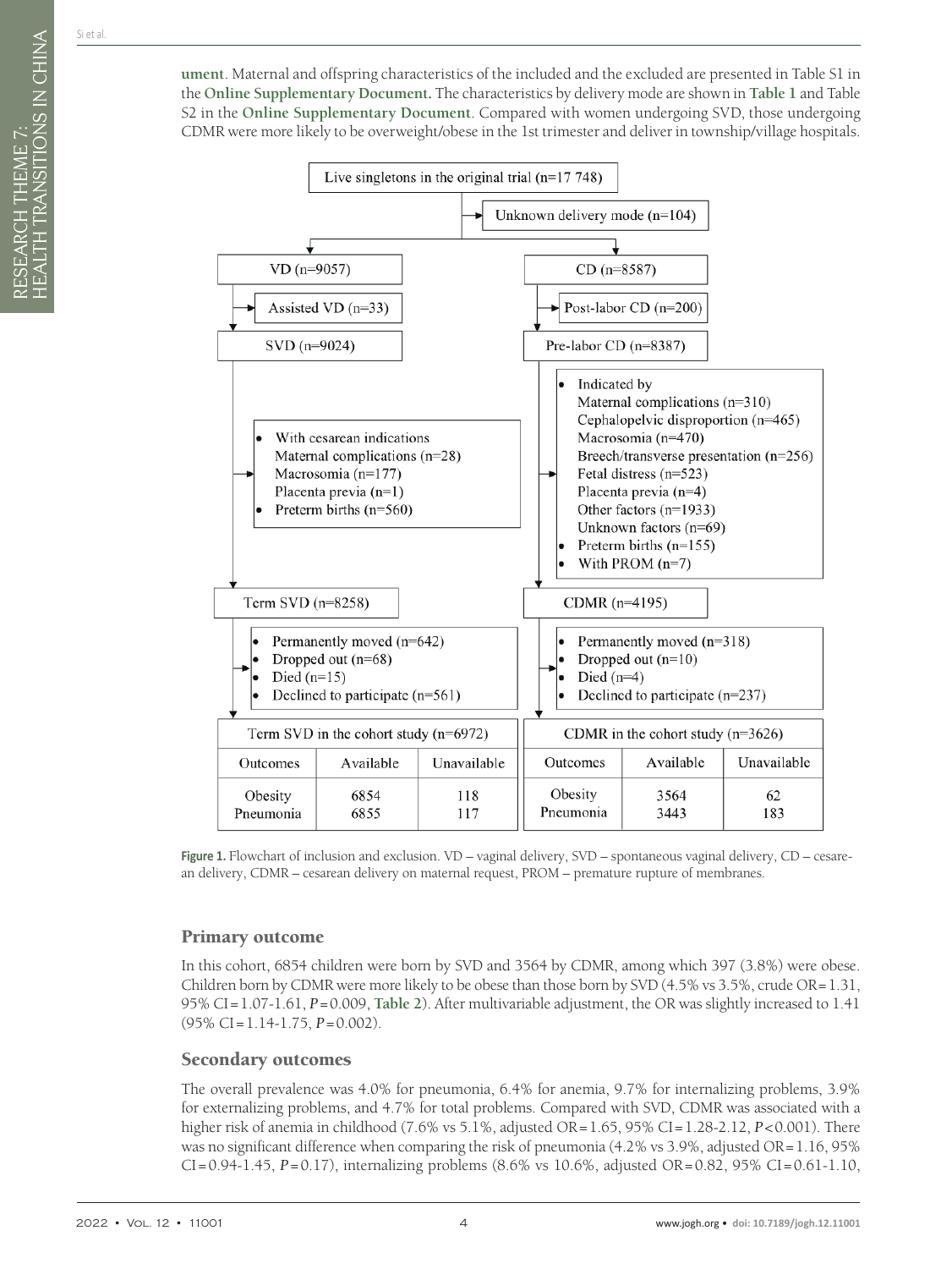**ument**. Maternal and offspring characteristics of the included and the excluded are presented in Table S1 in the **Online Supplementary Document.** The characteristics by delivery mode are shown in **Table 1** and Table S2 in the **Online Supplementary Document**. Compared with women undergoing SVD, those undergoing CDMR were more likely to be overweight/obese in the 1st trimester and deliver in township/village hospitals.

Live singletons in the original trial (n=17 748)

Unknown delivery mode (n=104)

VD (n=9057)

- Assisted VD (n=33)

SVD (n=9024)

- With cesarean indications
  - Maternal complications (n=28)
  - Macrosomia (n=177)
  - Placenta previa (n=1)
- Preterm births (n=560)

Term SVD (n=8258)

- Permanently moved (n=642)
- Dropped out (n=68)
- Died (n=15)
- Declined to participate (n=561)

| Term SVD in the cohort study (n=6972) | | |
|---|---|---|
| Outcomes | Available | Unavailable |
| Obesity | 6854 | 118 |
| Pneumonia | 6855 | 117 |

CD (n=8587)

- Post-labor CD (n=200)

Pre-labor CD (n=8387)

- Indicated by
  - Maternal complications (n=310)
  - Cephalopelvic disproportion (n=465)
  - Macrosomia (n=470)
  - Breech/transverse presentation (n=256)
  - Fetal distress (n=523)
  - Placenta previa (n=4)
  - Other factors (n=1933)
  - Unknown factors (n=69)
- Preterm births (n=155)
- With PROM (n=7)

CDMR (n=4195)

- Permanently moved (n=318)
- Dropped out (n=10)
- Died (n=4)
- Declined to participate (n=237)

| CDMR in the cohort study (n=3626) | | |
|---|---|---|
| Outcomes | Available | Unavailable |
| Obesity | 3564 | 62 |
| Pneumonia | 3443 | 183 |

**Figure 1.** Flowchart of inclusion and exclusion. VD – vaginal delivery, SVD – spontaneous vaginal delivery, CD – cesarean delivery, CDMR – cesarean delivery on maternal request, PROM – premature rupture of membranes.

## Primary outcome

In this cohort, 6854 children were born by SVD and 3564 by CDMR, among which 397 (3.8%) were obese. Children born by CDMR were more likely to be obese than those born by SVD (4.5% vs 3.5%, crude OR = 1.31, 95% CI = 1.07-1.61, $P = 0.009$, **Table 2**). After multivariable adjustment, the OR was slightly increased to 1.41 (95% CI = 1.14-1.75, $P = 0.002$).

## Secondary outcomes

The overall prevalence was 4.0% for pneumonia, 6.4% for anemia, 9.7% for internalizing problems, 3.9% for externalizing problems, and 4.7% for total problems. Compared with SVD, CDMR was associated with a higher risk of anemia in childhood (7.6% vs 5.1%, adjusted OR = 1.65, 95% CI = 1.28-2.12, $P < 0.001$). There was no significant difference when comparing the risk of pneumonia (4.2% vs 3.9%, adjusted OR = 1.16, 95% CI = 0.94-1.45, $P = 0.17$), internalizing problems (8.6% vs 10.6%, adjusted OR = 0.82, 95% CI = 0.61-1.10,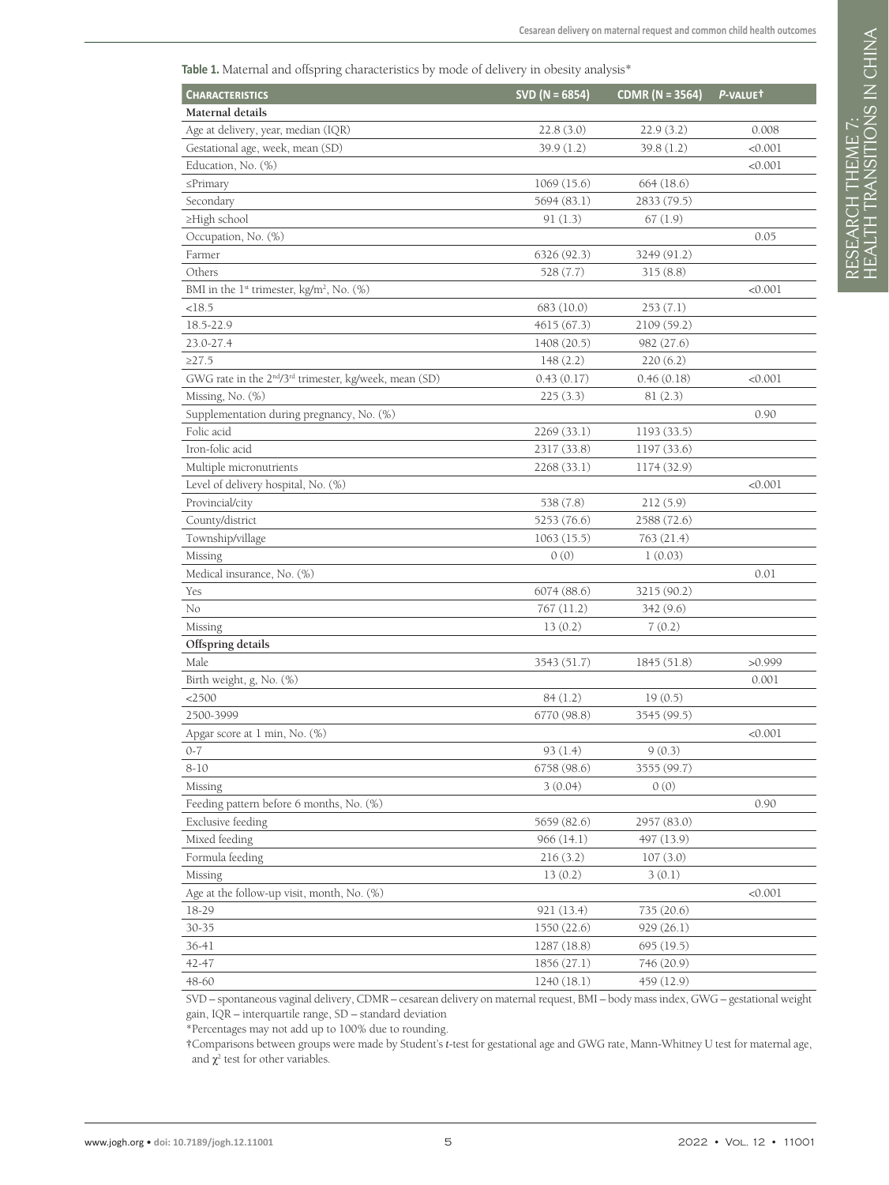**Table 1.** Maternal and offspring characteristics by mode of delivery in obesity analysis*

| Characteristics | SVD (N = 6854) | CDMR (N = 3564) | *P*-value† |
|---|---|---|---|
| **Maternal details** | | | |
| Age at delivery, year, median (IQR) | 22.8 (3.0) | 22.9 (3.2) | 0.008 |
| Gestational age, week, mean (SD) | 39.9 (1.2) | 39.8 (1.2) | <0.001 |
| Education, No. (%) | | | <0.001 |
| ≤Primary | 1069 (15.6) | 664 (18.6) | |
| Secondary | 5694 (83.1) | 2833 (79.5) | |
| ≥High school | 91 (1.3) | 67 (1.9) | |
| Occupation, No. (%) | | | 0.05 |
| Farmer | 6326 (92.3) | 3249 (91.2) | |
| Others | 528 (7.7) | 315 (8.8) | |
| BMI in the 1st trimester, kg/m$^2$, No. (%) | | | <0.001 |
| <18.5 | 683 (10.0) | 253 (7.1) | |
| 18.5-22.9 | 4615 (67.3) | 2109 (59.2) | |
| 23.0-27.4 | 1408 (20.5) | 982 (27.6) | |
| ≥27.5 | 148 (2.2) | 220 (6.2) | |
| GWG rate in the 2nd/3rd trimester, kg/week, mean (SD) | 0.43 (0.17) | 0.46 (0.18) | <0.001 |
| Missing, No. (%) | 225 (3.3) | 81 (2.3) | |
| Supplementation during pregnancy, No. (%) | | | 0.90 |
| Folic acid | 2269 (33.1) | 1193 (33.5) | |
| Iron-folic acid | 2317 (33.8) | 1197 (33.6) | |
| Multiple micronutrients | 2268 (33.1) | 1174 (32.9) | |
| Level of delivery hospital, No. (%) | | | <0.001 |
| Provincial/city | 538 (7.8) | 212 (5.9) | |
| County/district | 5253 (76.6) | 2588 (72.6) | |
| Township/village | 1063 (15.5) | 763 (21.4) | |
| Missing | 0 (0) | 1 (0.03) | |
| Medical insurance, No. (%) | | | 0.01 |
| Yes | 6074 (88.6) | 3215 (90.2) | |
| No | 767 (11.2) | 342 (9.6) | |
| Missing | 13 (0.2) | 7 (0.2) | |
| **Offspring details** | | | |
| Male | 3543 (51.7) | 1845 (51.8) | >0.999 |
| Birth weight, g, No. (%) | | | 0.001 |
| <2500 | 84 (1.2) | 19 (0.5) | |
| 2500-3999 | 6770 (98.8) | 3545 (99.5) | |
| Apgar score at 1 min, No. (%) | | | <0.001 |
| 0-7 | 93 (1.4) | 9 (0.3) | |
| 8-10 | 6758 (98.6) | 3555 (99.7) | |
| Missing | 3 (0.04) | 0 (0) | |
| Feeding pattern before 6 months, No. (%) | | | 0.90 |
| Exclusive feeding | 5659 (82.6) | 2957 (83.0) | |
| Mixed feeding | 966 (14.1) | 497 (13.9) | |
| Formula feeding | 216 (3.2) | 107 (3.0) | |
| Missing | 13 (0.2) | 3 (0.1) | |
| Age at the follow-up visit, month, No. (%) | | | <0.001 |
| 18-29 | 921 (13.4) | 735 (20.6) | |
| 30-35 | 1550 (22.6) | 929 (26.1) | |
| 36-41 | 1287 (18.8) | 695 (19.5) | |
| 42-47 | 1856 (27.1) | 746 (20.9) | |
| 48-60 | 1240 (18.1) | 459 (12.9) | |

SVD – spontaneous vaginal delivery, CDMR – cesarean delivery on maternal request, BMI – body mass index, GWG – gestational weight gain, IQR – interquartile range, SD – standard deviation

*Percentages may not add up to 100% due to rounding.

†Comparisons between groups were made by Student's *t*-test for gestational age and GWG rate, Mann-Whitney U test for maternal age, and $\chi^2$ test for other variables.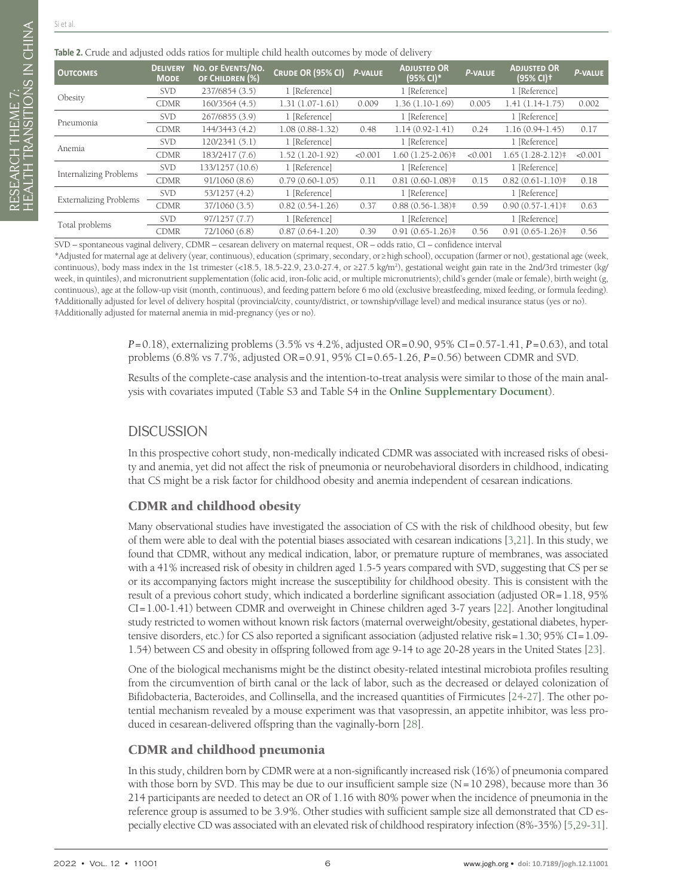**Table 2.** Crude and adjusted odds ratios for multiple child health outcomes by mode of delivery

| Outcomes | Delivery Mode | No. of Events/No. of Children (%) | Crude OR (95% CI) | P-value | Adjusted OR (95% CI)* | P-value | Adjusted OR (95% CI)† | P-value |
|---|---|---|---|---|---|---|---|---|
| Obesity | SVD | 237/6854 (3.5) | 1 [Reference] | | 1 [Reference] | | 1 [Reference] | |
| | CDMR | 160/3564 (4.5) | 1.31 (1.07-1.61) | 0.009 | 1.36 (1.10-1.69) | 0.005 | 1.41 (1.14-1.75) | 0.002 |
| Pneumonia | SVD | 267/6855 (3.9) | 1 [Reference] | | 1 [Reference] | | 1 [Reference] | |
| | CDMR | 144/3443 (4.2) | 1.08 (0.88-1.32) | 0.48 | 1.14 (0.92-1.41) | 0.24 | 1.16 (0.94-1.45) | 0.17 |
| Anemia | SVD | 120/2341 (5.1) | 1 [Reference] | | 1 [Reference] | | 1 [Reference] | |
| | CDMR | 183/2417 (7.6) | 1.52 (1.20-1.92) | <0.001 | 1.60 (1.25-2.06)‡ | <0.001 | 1.65 (1.28-2.12)‡ | <0.001 |
| Internalizing Problems | SVD | 133/1257 (10.6) | 1 [Reference] | | 1 [Reference] | | 1 [Reference] | |
| | CDMR | 91/1060 (8.6) | 0.79 (0.60-1.05) | 0.11 | 0.81 (0.60-1.08)‡ | 0.15 | 0.82 (0.61-1.10)‡ | 0.18 |
| Externalizing Problems | SVD | 53/1257 (4.2) | 1 [Reference] | | 1 [Reference] | | 1 [Reference] | |
| | CDMR | 37/1060 (3.5) | 0.82 (0.54-1.26) | 0.37 | 0.88 (0.56-1.38)‡ | 0.59 | 0.90 (0.57-1.41)‡ | 0.63 |
| Total problems | SVD | 97/1257 (7.7) | 1 [Reference] | | 1 [Reference] | | 1 [Reference] | |
| | CDMR | 72/1060 (6.8) | 0.87 (0.64-1.20) | 0.39 | 0.91 (0.65-1.26)‡ | 0.56 | 0.91 (0.65-1.26)‡ | 0.56 |

SVD – spontaneous vaginal delivery, CDMR – cesarean delivery on maternal request, OR – odds ratio, CI – confidence interval

*Adjusted for maternal age at delivery (year, continuous), education (≤primary, secondary, or ≥high school), occupation (farmer or not), gestational age (week, continuous), body mass index in the 1st trimester (<18.5, 18.5-22.9, 23.0-27.4, or ≥27.5 kg/m²), gestational weight gain rate in the 2nd/3rd trimester (kg/week, in quintiles), and micronutrient supplementation (folic acid, iron-folic acid, or multiple micronutrients); child's gender (male or female), birth weight (g, continuous), age at the follow-up visit (month, continuous), and feeding pattern before 6 mo old (exclusive breastfeeding, mixed feeding, or formula feeding).
†Additionally adjusted for level of delivery hospital (provincial/city, county/district, or township/village level) and medical insurance status (yes or no).
‡Additionally adjusted for maternal anemia in mid-pregnancy (yes or no).

*P*=0.18), externalizing problems (3.5% vs 4.2%, adjusted OR=0.90, 95% CI=0.57-1.41, *P*=0.63), and total problems (6.8% vs 7.7%, adjusted OR=0.91, 95% CI=0.65-1.26, *P*=0.56) between CDMR and SVD.

Results of the complete-case analysis and the intention-to-treat analysis were similar to those of the main analysis with covariates imputed (Table S3 and Table S4 in the **Online Supplementary Document**).

## DISCUSSION

In this prospective cohort study, non-medically indicated CDMR was associated with increased risks of obesity and anemia, yet did not affect the risk of pneumonia or neurobehavioral disorders in childhood, indicating that CS might be a risk factor for childhood obesity and anemia independent of cesarean indications.

### CDMR and childhood obesity

Many observational studies have investigated the association of CS with the risk of childhood obesity, but few of them were able to deal with the potential biases associated with cesarean indications [3,21]. In this study, we found that CDMR, without any medical indication, labor, or premature rupture of membranes, was associated with a 41% increased risk of obesity in children aged 1.5-5 years compared with SVD, suggesting that CS per se or its accompanying factors might increase the susceptibility for childhood obesity. This is consistent with the result of a previous cohort study, which indicated a borderline significant association (adjusted OR=1.18, 95% CI=1.00-1.41) between CDMR and overweight in Chinese children aged 3-7 years [22]. Another longitudinal study restricted to women without known risk factors (maternal overweight/obesity, gestational diabetes, hypertensive disorders, etc.) for CS also reported a significant association (adjusted relative risk=1.30; 95% CI=1.09-1.54) between CS and obesity in offspring followed from age 9-14 to age 20-28 years in the United States [23].

One of the biological mechanisms might be the distinct obesity-related intestinal microbiota profiles resulting from the circumvention of birth canal or the lack of labor, such as the decreased or delayed colonization of Bifidobacteria, Bacteroides, and Collinsella, and the increased quantities of Firmicutes [24-27]. The other potential mechanism revealed by a mouse experiment was that vasopressin, an appetite inhibitor, was less produced in cesarean-delivered offspring than the vaginally-born [28].

### CDMR and childhood pneumonia

In this study, children born by CDMR were at a non-significantly increased risk (16%) of pneumonia compared with those born by SVD. This may be due to our insufficient sample size (N=10 298), because more than 36 214 participants are needed to detect an OR of 1.16 with 80% power when the incidence of pneumonia in the reference group is assumed to be 3.9%. Other studies with sufficient sample size all demonstrated that CD especially elective CD was associated with an elevated risk of childhood respiratory infection (8%-35%) [5,29-31].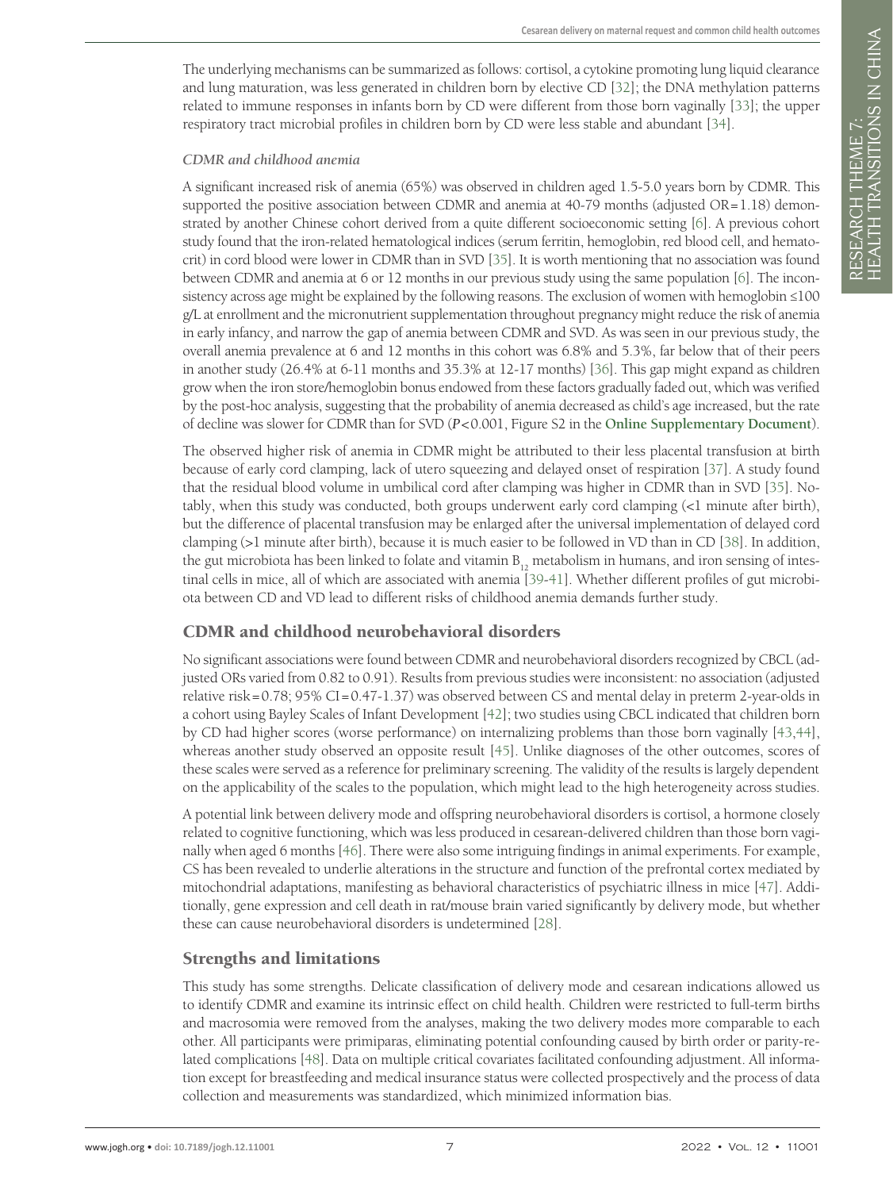The underlying mechanisms can be summarized as follows: cortisol, a cytokine promoting lung liquid clearance and lung maturation, was less generated in children born by elective CD [32]; the DNA methylation patterns related to immune responses in infants born by CD were different from those born vaginally [33]; the upper respiratory tract microbial profiles in children born by CD were less stable and abundant [34].

### *CDMR and childhood anemia*

A significant increased risk of anemia (65%) was observed in children aged 1.5-5.0 years born by CDMR. This supported the positive association between CDMR and anemia at 40-79 months (adjusted OR = 1.18) demonstrated by another Chinese cohort derived from a quite different socioeconomic setting [6]. A previous cohort study found that the iron-related hematological indices (serum ferritin, hemoglobin, red blood cell, and hematocrit) in cord blood were lower in CDMR than in SVD [35]. It is worth mentioning that no association was found between CDMR and anemia at 6 or 12 months in our previous study using the same population [6]. The inconsistency across age might be explained by the following reasons. The exclusion of women with hemoglobin ≤100 g/L at enrollment and the micronutrient supplementation throughout pregnancy might reduce the risk of anemia in early infancy, and narrow the gap of anemia between CDMR and SVD. As was seen in our previous study, the overall anemia prevalence at 6 and 12 months in this cohort was 6.8% and 5.3%, far below that of their peers in another study (26.4% at 6-11 months and 35.3% at 12-17 months) [36]. This gap might expand as children grow when the iron store/hemoglobin bonus endowed from these factors gradually faded out, which was verified by the post-hoc analysis, suggesting that the probability of anemia decreased as child's age increased, but the rate of decline was slower for CDMR than for SVD ($P < 0.001$, Figure S2 in the **Online Supplementary Document**).

The observed higher risk of anemia in CDMR might be attributed to their less placental transfusion at birth because of early cord clamping, lack of utero squeezing and delayed onset of respiration [37]. A study found that the residual blood volume in umbilical cord after clamping was higher in CDMR than in SVD [35]. Notably, when this study was conducted, both groups underwent early cord clamping (<1 minute after birth), but the difference of placental transfusion may be enlarged after the universal implementation of delayed cord clamping (>1 minute after birth), because it is much easier to be followed in VD than in CD [38]. In addition, the gut microbiota has been linked to folate and vitamin $B_{12}$ metabolism in humans, and iron sensing of intestinal cells in mice, all of which are associated with anemia [39-41]. Whether different profiles of gut microbiota between CD and VD lead to different risks of childhood anemia demands further study.

## CDMR and childhood neurobehavioral disorders

No significant associations were found between CDMR and neurobehavioral disorders recognized by CBCL (adjusted ORs varied from 0.82 to 0.91). Results from previous studies were inconsistent: no association (adjusted relative risk = 0.78; 95% CI = 0.47-1.37) was observed between CS and mental delay in preterm 2-year-olds in a cohort using Bayley Scales of Infant Development [42]; two studies using CBCL indicated that children born by CD had higher scores (worse performance) on internalizing problems than those born vaginally [43,44], whereas another study observed an opposite result [45]. Unlike diagnoses of the other outcomes, scores of these scales were served as a reference for preliminary screening. The validity of the results is largely dependent on the applicability of the scales to the population, which might lead to the high heterogeneity across studies.

A potential link between delivery mode and offspring neurobehavioral disorders is cortisol, a hormone closely related to cognitive functioning, which was less produced in cesarean-delivered children than those born vaginally when aged 6 months [46]. There were also some intriguing findings in animal experiments. For example, CS has been revealed to underlie alterations in the structure and function of the prefrontal cortex mediated by mitochondrial adaptations, manifesting as behavioral characteristics of psychiatric illness in mice [47]. Additionally, gene expression and cell death in rat/mouse brain varied significantly by delivery mode, but whether these can cause neurobehavioral disorders is undetermined [28].

## Strengths and limitations

This study has some strengths. Delicate classification of delivery mode and cesarean indications allowed us to identify CDMR and examine its intrinsic effect on child health. Children were restricted to full-term births and macrosomia were removed from the analyses, making the two delivery modes more comparable to each other. All participants were primiparas, eliminating potential confounding caused by birth order or parity-related complications [48]. Data on multiple critical covariates facilitated confounding adjustment. All information except for breastfeeding and medical insurance status were collected prospectively and the process of data collection and measurements was standardized, which minimized information bias.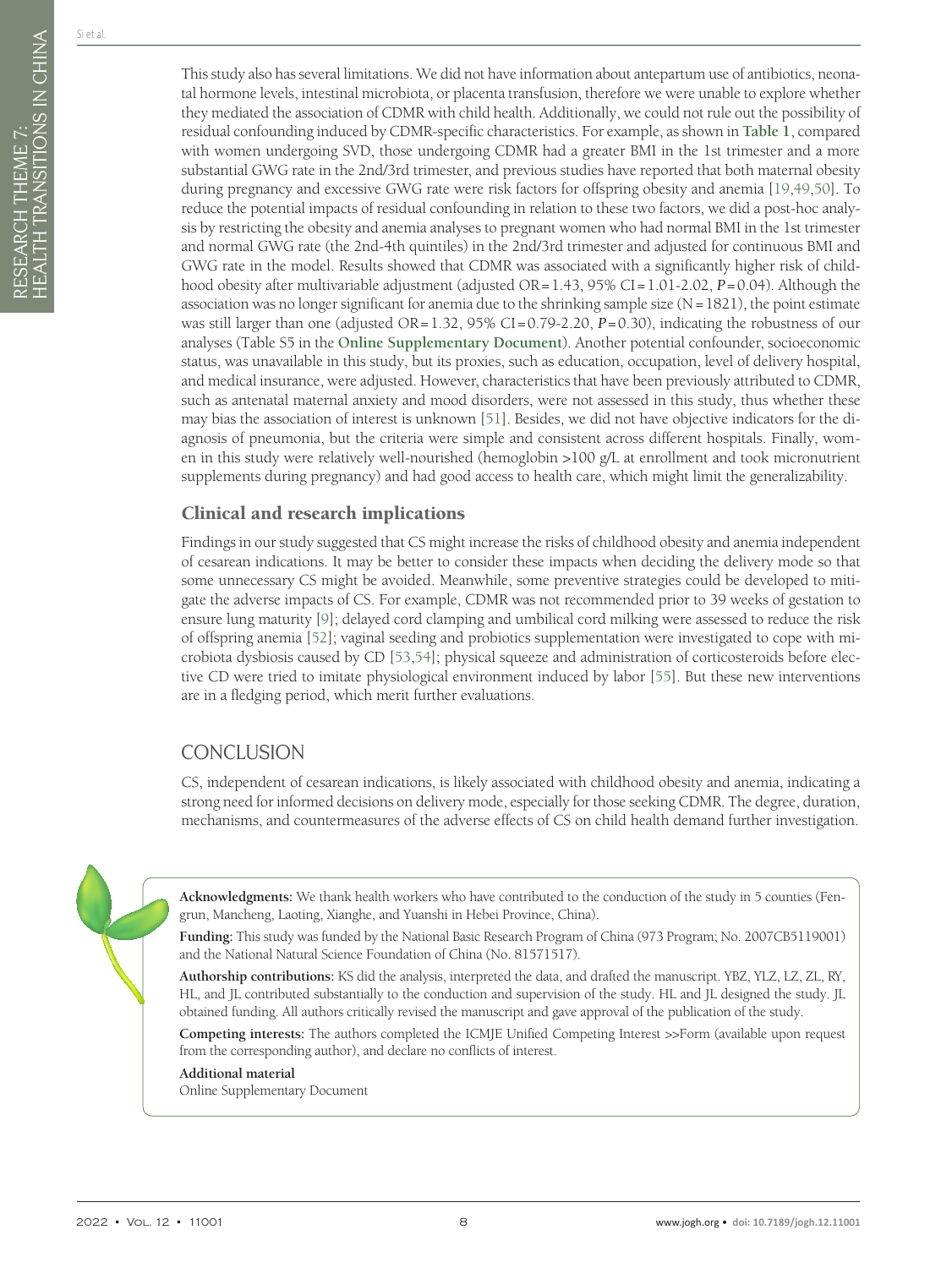This study also has several limitations. We did not have information about antepartum use of antibiotics, neonatal hormone levels, intestinal microbiota, or placenta transfusion, therefore we were unable to explore whether they mediated the association of CDMR with child health. Additionally, we could not rule out the possibility of residual confounding induced by CDMR-specific characteristics. For example, as shown in **Table 1**, compared with women undergoing SVD, those undergoing CDMR had a greater BMI in the 1st trimester and a more substantial GWG rate in the 2nd/3rd trimester, and previous studies have reported that both maternal obesity during pregnancy and excessive GWG rate were risk factors for offspring obesity and anemia [19,49,50]. To reduce the potential impacts of residual confounding in relation to these two factors, we did a post-hoc analysis by restricting the obesity and anemia analyses to pregnant women who had normal BMI in the 1st trimester and normal GWG rate (the 2nd-4th quintiles) in the 2nd/3rd trimester and adjusted for continuous BMI and GWG rate in the model. Results showed that CDMR was associated with a significantly higher risk of childhood obesity after multivariable adjustment (adjusted OR = 1.43, 95% CI = 1.01-2.02, $P = 0.04$). Although the association was no longer significant for anemia due to the shrinking sample size (N = 1821), the point estimate was still larger than one (adjusted OR = 1.32, 95% CI = 0.79-2.20, $P = 0.30$), indicating the robustness of our analyses (Table S5 in the **Online Supplementary Document**). Another potential confounder, socioeconomic status, was unavailable in this study, but its proxies, such as education, occupation, level of delivery hospital, and medical insurance, were adjusted. However, characteristics that have been previously attributed to CDMR, such as antenatal maternal anxiety and mood disorders, were not assessed in this study, thus whether these may bias the association of interest is unknown [51]. Besides, we did not have objective indicators for the diagnosis of pneumonia, but the criteria were simple and consistent across different hospitals. Finally, women in this study were relatively well-nourished (hemoglobin >100 g/L at enrollment and took micronutrient supplements during pregnancy) and had good access to health care, which might limit the generalizability.

### Clinical and research implications

Findings in our study suggested that CS might increase the risks of childhood obesity and anemia independent of cesarean indications. It may be better to consider these impacts when deciding the delivery mode so that some unnecessary CS might be avoided. Meanwhile, some preventive strategies could be developed to mitigate the adverse impacts of CS. For example, CDMR was not recommended prior to 39 weeks of gestation to ensure lung maturity [9]; delayed cord clamping and umbilical cord milking were assessed to reduce the risk of offspring anemia [52]; vaginal seeding and probiotics supplementation were investigated to cope with microbiota dysbiosis caused by CD [53,54]; physical squeeze and administration of corticosteroids before elective CD were tried to imitate physiological environment induced by labor [55]. But these new interventions are in a fledging period, which merit further evaluations.

## CONCLUSION

CS, independent of cesarean indications, is likely associated with childhood obesity and anemia, indicating a strong need for informed decisions on delivery mode, especially for those seeking CDMR. The degree, duration, mechanisms, and countermeasures of the adverse effects of CS on child health demand further investigation.

**Acknowledgments:** We thank health workers who have contributed to the conduction of the study in 5 counties (Fengrun, Mancheng, Laoting, Xianghe, and Yuanshi in Hebei Province, China).

**Funding:** This study was funded by the National Basic Research Program of China (973 Program; No. 2007CB5119001) and the National Natural Science Foundation of China (No. 81571517).

**Authorship contributions:** KS did the analysis, interpreted the data, and drafted the manuscript. YBZ, YLZ, LZ, ZL, RY, HL, and JL contributed substantially to the conduction and supervision of the study. HL and JL designed the study. JL obtained funding. All authors critically revised the manuscript and gave approval of the publication of the study.

**Competing interests:** The authors completed the ICMJE Unified Competing Interest >>Form (available upon request from the corresponding author), and declare no conflicts of interest.

**Additional material**

Online Supplementary Document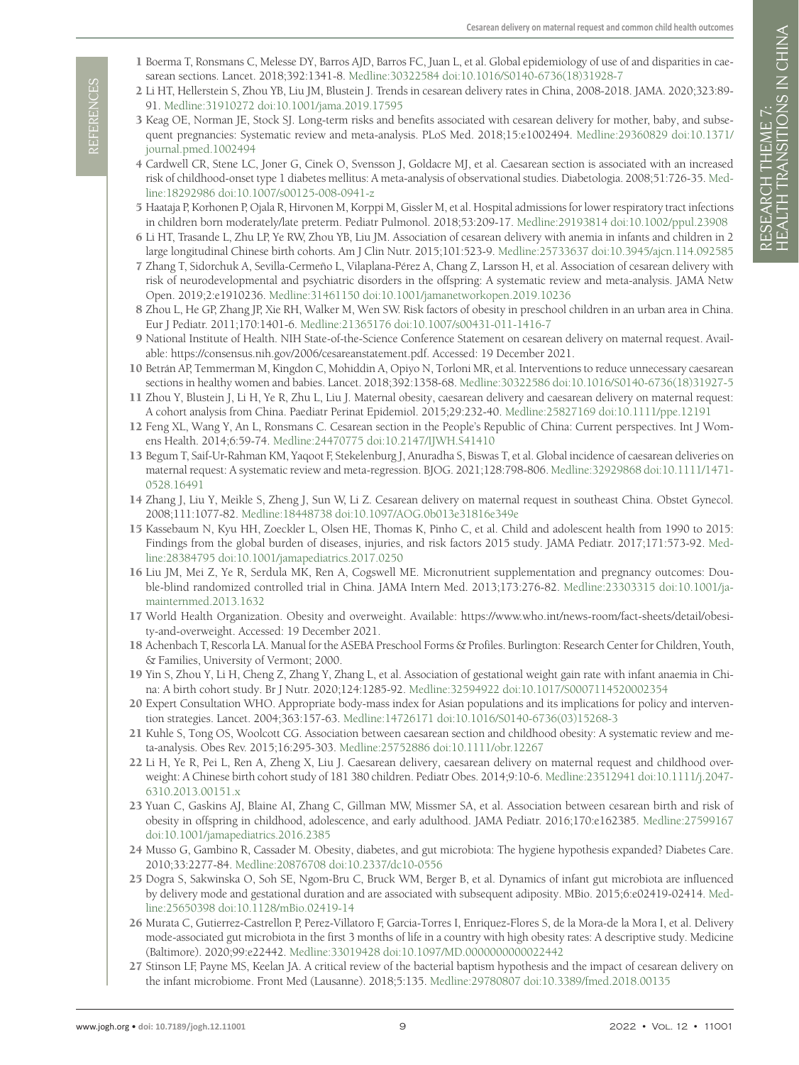## REFERENCES

1 Boerma T, Ronsmans C, Melesse DY, Barros AJD, Barros FC, Juan L, et al. Global epidemiology of use of and disparities in caesarean sections. Lancet. 2018;392:1341-8. Medline:30322584 doi:10.1016/S0140-6736(18)31928-7

2 Li HT, Hellerstein S, Zhou YB, Liu JM, Blustein J. Trends in cesarean delivery rates in China, 2008-2018. JAMA. 2020;323:89-91. Medline:31910272 doi:10.1001/jama.2019.17595

3 Keag OE, Norman JE, Stock SJ. Long-term risks and benefits associated with cesarean delivery for mother, baby, and subsequent pregnancies: Systematic review and meta-analysis. PLoS Med. 2018;15:e1002494. Medline:29360829 doi:10.1371/journal.pmed.1002494

4 Cardwell CR, Stene LC, Joner G, Cinek O, Svensson J, Goldacre MJ, et al. Caesarean section is associated with an increased risk of childhood-onset type 1 diabetes mellitus: A meta-analysis of observational studies. Diabetologia. 2008;51:726-35. Medline:18292986 doi:10.1007/s00125-008-0941-z

5 Haataja P, Korhonen P, Ojala R, Hirvonen M, Korppi M, Gissler M, et al. Hospital admissions for lower respiratory tract infections in children born moderately/late preterm. Pediatr Pulmonol. 2018;53:209-17. Medline:29193814 doi:10.1002/ppul.23908

6 Li HT, Trasande L, Zhu LP, Ye RW, Zhou YB, Liu JM. Association of cesarean delivery with anemia in infants and children in 2 large longitudinal Chinese birth cohorts. Am J Clin Nutr. 2015;101:523-9. Medline:25733637 doi:10.3945/ajcn.114.092585

7 Zhang T, Sidorchuk A, Sevilla-Cermeño L, Vilaplana-Pérez A, Chang Z, Larsson H, et al. Association of cesarean delivery with risk of neurodevelopmental and psychiatric disorders in the offspring: A systematic review and meta-analysis. JAMA Netw Open. 2019;2:e1910236. Medline:31461150 doi:10.1001/jamanetworkopen.2019.10236

8 Zhou L, He GP, Zhang JP, Xie RH, Walker M, Wen SW. Risk factors of obesity in preschool children in an urban area in China. Eur J Pediatr. 2011;170:1401-6. Medline:21365176 doi:10.1007/s00431-011-1416-7

9 National Institute of Health. NIH State-of-the-Science Conference Statement on cesarean delivery on maternal request. Available: https://consensus.nih.gov/2006/cesareanstatement.pdf. Accessed: 19 December 2021.

10 Betrán AP, Temmerman M, Kingdon C, Mohiddin A, Opiyo N, Torloni MR, et al. Interventions to reduce unnecessary caesarean sections in healthy women and babies. Lancet. 2018;392:1358-68. Medline:30322586 doi:10.1016/S0140-6736(18)31927-5

11 Zhou Y, Blustein J, Li H, Ye R, Zhu L, Liu J. Maternal obesity, caesarean delivery and caesarean delivery on maternal request: A cohort analysis from China. Paediatr Perinat Epidemiol. 2015;29:232-40. Medline:25827169 doi:10.1111/ppe.12191

12 Feng XL, Wang Y, An L, Ronsmans C. Cesarean section in the People's Republic of China: Current perspectives. Int J Womens Health. 2014;6:59-74. Medline:24470775 doi:10.2147/IJWH.S41410

13 Begum T, Saif-Ur-Rahman KM, Yaqoot F, Stekelenburg J, Anuradha S, Biswas T, et al. Global incidence of caesarean deliveries on maternal request: A systematic review and meta-regression. BJOG. 2021;128:798-806. Medline:32929868 doi:10.1111/1471-0528.16491

14 Zhang J, Liu Y, Meikle S, Zheng J, Sun W, Li Z. Cesarean delivery on maternal request in southeast China. Obstet Gynecol. 2008;111:1077-82. Medline:18448738 doi:10.1097/AOG.0b013e31816e349e

15 Kassebaum N, Kyu HH, Zoeckler L, Olsen HE, Thomas K, Pinho C, et al. Child and adolescent health from 1990 to 2015: Findings from the global burden of diseases, injuries, and risk factors 2015 study. JAMA Pediatr. 2017;171:573-92. Medline:28384795 doi:10.1001/jamapediatrics.2017.0250

16 Liu JM, Mei Z, Ye R, Serdula MK, Ren A, Cogswell ME. Micronutrient supplementation and pregnancy outcomes: Double-blind randomized controlled trial in China. JAMA Intern Med. 2013;173:276-82. Medline:23303315 doi:10.1001/jamainternmed.2013.1632

17 World Health Organization. Obesity and overweight. Available: https://www.who.int/news-room/fact-sheets/detail/obesity-and-overweight. Accessed: 19 December 2021.

18 Achenbach T, Rescorla LA. Manual for the ASEBA Preschool Forms & Profiles. Burlington: Research Center for Children, Youth, & Families, University of Vermont; 2000.

19 Yin S, Zhou Y, Li H, Cheng Z, Zhang Y, Zhang L, et al. Association of gestational weight gain rate with infant anaemia in China: A birth cohort study. Br J Nutr. 2020;124:1285-92. Medline:32594922 doi:10.1017/S0007114520002354

20 Expert Consultation WHO. Appropriate body-mass index for Asian populations and its implications for policy and intervention strategies. Lancet. 2004;363:157-63. Medline:14726171 doi:10.1016/S0140-6736(03)15268-3

21 Kuhle S, Tong OS, Woolcott CG. Association between caesarean section and childhood obesity: A systematic review and meta-analysis. Obes Rev. 2015;16:295-303. Medline:25752886 doi:10.1111/obr.12267

22 Li H, Ye R, Pei L, Ren A, Zheng X, Liu J. Caesarean delivery, caesarean delivery on maternal request and childhood overweight: A Chinese birth cohort study of 181 380 children. Pediatr Obes. 2014;9:10-6. Medline:23512941 doi:10.1111/j.2047-6310.2013.00151.x

23 Yuan C, Gaskins AJ, Blaine AI, Zhang C, Gillman MW, Missmer SA, et al. Association between cesarean birth and risk of obesity in offspring in childhood, adolescence, and early adulthood. JAMA Pediatr. 2016;170:e162385. Medline:27599167 doi:10.1001/jamapediatrics.2016.2385

24 Musso G, Gambino R, Cassader M. Obesity, diabetes, and gut microbiota: The hygiene hypothesis expanded? Diabetes Care. 2010;33:2277-84. Medline:20876708 doi:10.2337/dc10-0556

25 Dogra S, Sakwinska O, Soh SE, Ngom-Bru C, Bruck WM, Berger B, et al. Dynamics of infant gut microbiota are influenced by delivery mode and gestational duration and are associated with subsequent adiposity. MBio. 2015;6:e02419-02414. Medline:25650398 doi:10.1128/mBio.02419-14

26 Murata C, Gutierrez-Castrellon P, Perez-Villatoro F, Garcia-Torres I, Enriquez-Flores S, de la Mora-de la Mora I, et al. Delivery mode-associated gut microbiota in the first 3 months of life in a country with high obesity rates: A descriptive study. Medicine (Baltimore). 2020;99:e22442. Medline:33019428 doi:10.1097/MD.0000000000022442

27 Stinson LF, Payne MS, Keelan JA. A critical review of the bacterial baptism hypothesis and the impact of cesarean delivery on the infant microbiome. Front Med (Lausanne). 2018;5:135. Medline:29780807 doi:10.3389/fmed.2018.00135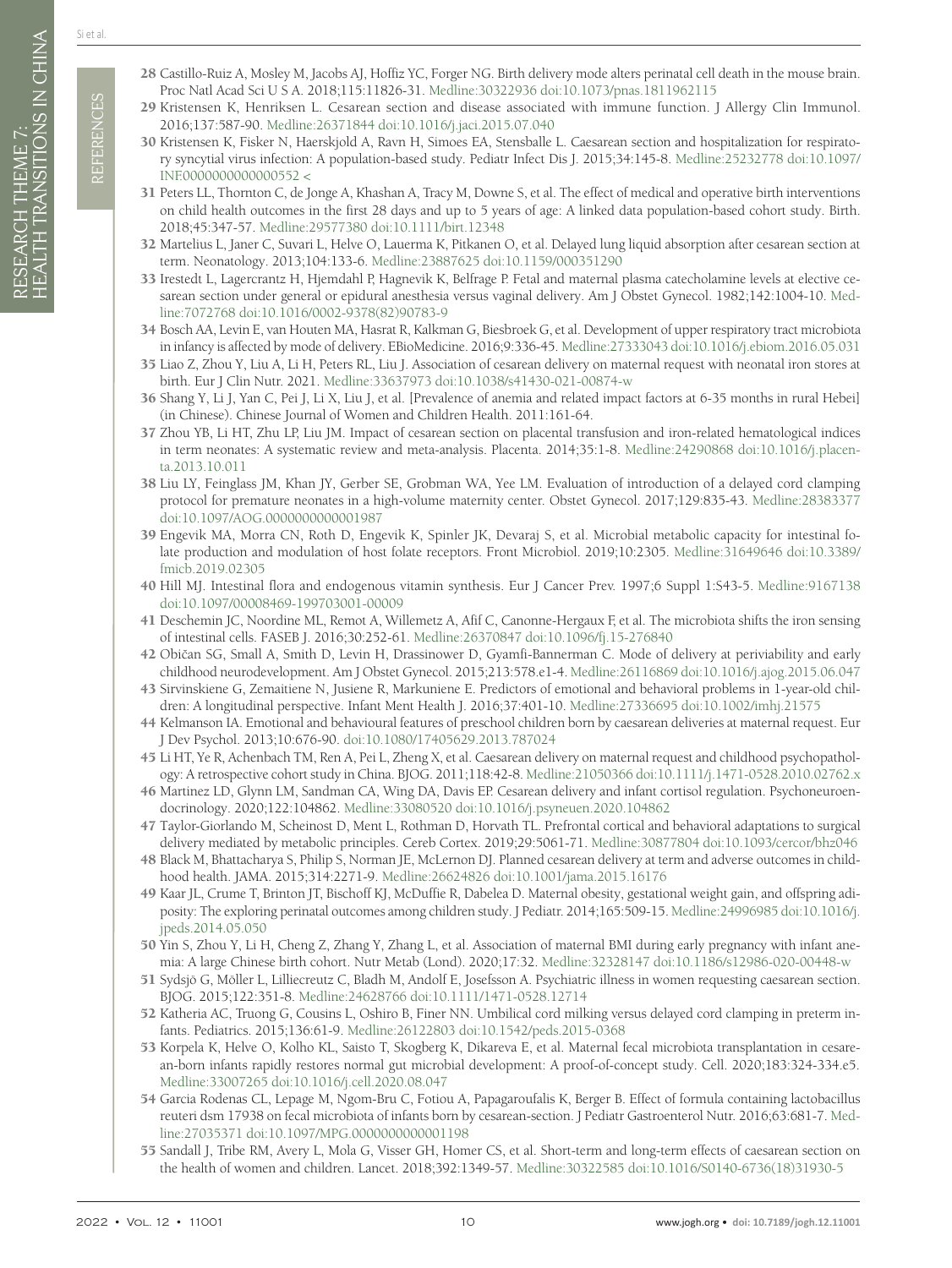28 Castillo-Ruiz A, Mosley M, Jacobs AJ, Hoffiz YC, Forger NG. Birth delivery mode alters perinatal cell death in the mouse brain. Proc Natl Acad Sci U S A. 2018;115:11826-31. Medline:30322936 doi:10.1073/pnas.1811962115

29 Kristensen K, Henriksen L. Cesarean section and disease associated with immune function. J Allergy Clin Immunol. 2016;137:587-90. Medline:26371844 doi:10.1016/j.jaci.2015.07.040

30 Kristensen K, Fisker N, Haerskjold A, Ravn H, Simoes EA, Stensballe L. Caesarean section and hospitalization for respiratory syncytial virus infection: A population-based study. Pediatr Infect Dis J. 2015;34:145-8. Medline:25232778 doi:10.1097/INF.0000000000000552 <

31 Peters LL, Thornton C, de Jonge A, Khashan A, Tracy M, Downe S, et al. The effect of medical and operative birth interventions on child health outcomes in the first 28 days and up to 5 years of age: A linked data population-based cohort study. Birth. 2018;45:347-57. Medline:29577380 doi:10.1111/birt.12348

32 Martelius L, Janer C, Suvari L, Helve O, Lauerma K, Pitkanen O, et al. Delayed lung liquid absorption after cesarean section at term. Neonatology. 2013;104:133-6. Medline:23887625 doi:10.1159/000351290

33 Irestedt L, Lagercrantz H, Hjemdahl P, Hagnevik K, Belfrage P. Fetal and maternal plasma catecholamine levels at elective cesarean section under general or epidural anesthesia versus vaginal delivery. Am J Obstet Gynecol. 1982;142:1004-10. Medline:7072768 doi:10.1016/0002-9378(82)90783-9

34 Bosch AA, Levin E, van Houten MA, Hasrat R, Kalkman G, Biesbroek G, et al. Development of upper respiratory tract microbiota in infancy is affected by mode of delivery. EBioMedicine. 2016;9:336-45. Medline:27333043 doi:10.1016/j.ebiom.2016.05.031

35 Liao Z, Zhou Y, Liu A, Li H, Peters RL, Liu J. Association of cesarean delivery on maternal request with neonatal iron stores at birth. Eur J Clin Nutr. 2021. Medline:33637973 doi:10.1038/s41430-021-00874-w

36 Shang Y, Li J, Yan C, Pei J, Li X, Liu J, et al. [Prevalence of anemia and related impact factors at 6-35 months in rural Hebei] (in Chinese). Chinese Journal of Women and Children Health. 2011:161-64.

37 Zhou YB, Li HT, Zhu LP, Liu JM. Impact of cesarean section on placental transfusion and iron-related hematological indices in term neonates: A systematic review and meta-analysis. Placenta. 2014;35:1-8. Medline:24290868 doi:10.1016/j.placenta.2013.10.011

38 Liu LY, Feinglass JM, Khan JY, Gerber SE, Grobman WA, Yee LM. Evaluation of introduction of a delayed cord clamping protocol for premature neonates in a high-volume maternity center. Obstet Gynecol. 2017;129:835-43. Medline:28383377 doi:10.1097/AOG.0000000000001987

39 Engevik MA, Morra CN, Roth D, Engevik K, Spinler JK, Devaraj S, et al. Microbial metabolic capacity for intestinal folate production and modulation of host folate receptors. Front Microbiol. 2019;10:2305. Medline:31649646 doi:10.3389/fmicb.2019.02305

40 Hill MJ. Intestinal flora and endogenous vitamin synthesis. Eur J Cancer Prev. 1997;6 Suppl 1:S43-5. Medline:9167138 doi:10.1097/00008469-199703001-00009

41 Deschemin JC, Noordine ML, Remot A, Willemetz A, Afif C, Canonne-Hergaux F, et al. The microbiota shifts the iron sensing of intestinal cells. FASEB J. 2016;30:252-61. Medline:26370847 doi:10.1096/fj.15-276840

42 Običan SG, Small A, Smith D, Levin H, Drassinower D, Gyamfi-Bannerman C. Mode of delivery at periviability and early childhood neurodevelopment. Am J Obstet Gynecol. 2015;213:578.e1-4. Medline:26116869 doi:10.1016/j.ajog.2015.06.047

43 Sirvinskiene G, Zemaitiene N, Jusiene R, Markuniene E. Predictors of emotional and behavioral problems in 1-year-old children: A longitudinal perspective. Infant Ment Health J. 2016;37:401-10. Medline:27336695 doi:10.1002/imhj.21575

44 Kelmanson IA. Emotional and behavioural features of preschool children born by caesarean deliveries at maternal request. Eur J Dev Psychol. 2013;10:676-90. doi:10.1080/17405629.2013.787024

45 Li HT, Ye R, Achenbach TM, Ren A, Pei L, Zheng X, et al. Caesarean delivery on maternal request and childhood psychopathology: A retrospective cohort study in China. BJOG. 2011;118:42-8. Medline:21050366 doi:10.1111/j.1471-0528.2010.02762.x

46 Martinez LD, Glynn LM, Sandman CA, Wing DA, Davis EP. Cesarean delivery and infant cortisol regulation. Psychoneuroendocrinology. 2020;122:104862. Medline:33080520 doi:10.1016/j.psyneuen.2020.104862

47 Taylor-Giorlando M, Scheinost D, Ment L, Rothman D, Horvath TL. Prefrontal cortical and behavioral adaptations to surgical delivery mediated by metabolic principles. Cereb Cortex. 2019;29:5061-71. Medline:30877804 doi:10.1093/cercor/bhz046

48 Black M, Bhattacharya S, Philip S, Norman JE, McLernon DJ. Planned cesarean delivery at term and adverse outcomes in childhood health. JAMA. 2015;314:2271-9. Medline:26624826 doi:10.1001/jama.2015.16176

49 Kaar JL, Crume T, Brinton JT, Bischoff KJ, McDuffie R, Dabelea D. Maternal obesity, gestational weight gain, and offspring adiposity: The exploring perinatal outcomes among children study. J Pediatr. 2014;165:509-15. Medline:24996985 doi:10.1016/j.jpeds.2014.05.050

50 Yin S, Zhou Y, Li H, Cheng Z, Zhang Y, Zhang L, et al. Association of maternal BMI during early pregnancy with infant anemia: A large Chinese birth cohort. Nutr Metab (Lond). 2020;17:32. Medline:32328147 doi:10.1186/s12986-020-00448-w

51 Sydsjö G, Möller L, Lilliecreutz C, Bladh M, Andolf E, Josefsson A. Psychiatric illness in women requesting caesarean section. BJOG. 2015;122:351-8. Medline:24628766 doi:10.1111/1471-0528.12714

52 Katheria AC, Truong G, Cousins L, Oshiro B, Finer NN. Umbilical cord milking versus delayed cord clamping in preterm infants. Pediatrics. 2015;136:61-9. Medline:26122803 doi:10.1542/peds.2015-0368

53 Korpela K, Helve O, Kolho KL, Saisto T, Skogberg K, Dikareva E, et al. Maternal fecal microbiota transplantation in cesarean-born infants rapidly restores normal gut microbial development: A proof-of-concept study. Cell. 2020;183:324-334.e5. Medline:33007265 doi:10.1016/j.cell.2020.08.047

54 Garcia Rodenas CL, Lepage M, Ngom-Bru C, Fotiou A, Papagaroufalis K, Berger B. Effect of formula containing lactobacillus reuteri dsm 17938 on fecal microbiota of infants born by cesarean-section. J Pediatr Gastroenterol Nutr. 2016;63:681-7. Medline:27035371 doi:10.1097/MPG.0000000000001198

55 Sandall J, Tribe RM, Avery L, Mola G, Visser GH, Homer CS, et al. Short-term and long-term effects of caesarean section on the health of women and children. Lancet. 2018;392:1349-57. Medline:30322585 doi:10.1016/S0140-6736(18)31930-5